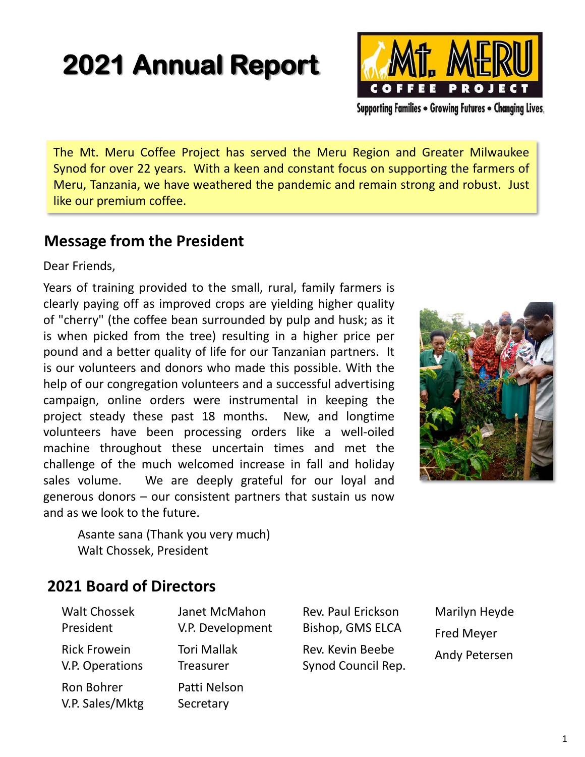# 2021 Annual Report

Mt. MERU COFFEE PROJECT

Supporting Families • Growing Futures • Changing Lives.

The Mt. Meru Coffee Project has served the Meru Region and Greater Milwaukee Synod for over 22 years. With a keen and constant focus on supporting the farmers of Meru, Tanzania, we have weathered the pandemic and remain strong and robust. Just like our premium coffee.

## Message from the President

Dear Friends,

Years of training provided to the small, rural, family farmers is clearly paying off as improved crops are yielding higher quality of "cherry" (the coffee bean surrounded by pulp and husk; as it is when picked from the tree) resulting in a higher price per pound and a better quality of life for our Tanzanian partners. It is our volunteers and donors who made this possible. With the help of our congregation volunteers and a successful advertising campaign, online orders were instrumental in keeping the project steady these past 18 months. New, and longtime volunteers have been processing orders like a well-oiled machine throughout these uncertain times and met the challenge of the much welcomed increase in fall and holiday sales volume. We are deeply grateful for our loyal and generous donors – our consistent partners that sustain us now and as we look to the future.

Asante sana (Thank you very much)
Walt Chossek, President

## 2021 Board of Directors

- Walt Chossek, President
- Rick Frowein, V.P. Operations
- Ron Bohrer, V.P. Sales/Mktg
- Janet McMahon, V.P. Development
- Tori Mallak, Treasurer
- Patti Nelson, Secretary
- Rev. Paul Erickson, Bishop, GMS ELCA
- Rev. Kevin Beebe, Synod Council Rep.
- Marilyn Heyde
- Fred Meyer
- Andy Petersen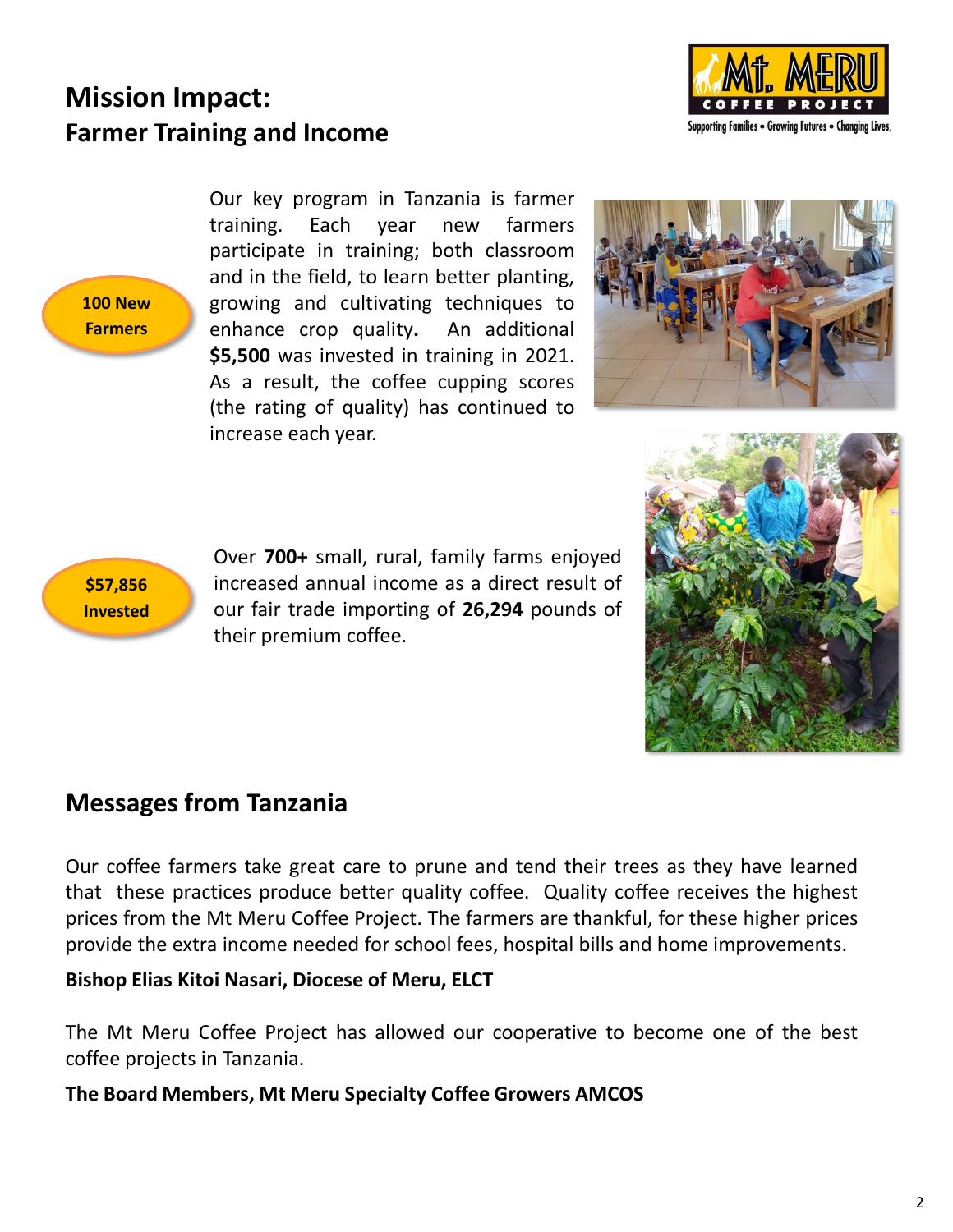# Mission Impact:
## Farmer Training and Income

**100 New Farmers**

Our key program in Tanzania is farmer training. Each year new farmers participate in training; both classroom and in the field, to learn better planting, growing and cultivating techniques to enhance crop quality**.** An additional **$5,500** was invested in training in 2021. As a result, the coffee cupping scores (the rating of quality) has continued to increase each year.

**$57,856 Invested**

Over **700+** small, rural, family farms enjoyed increased annual income as a direct result of our fair trade importing of **26,294** pounds of their premium coffee.

## Messages from Tanzania

Our coffee farmers take great care to prune and tend their trees as they have learned that these practices produce better quality coffee. Quality coffee receives the highest prices from the Mt Meru Coffee Project. The farmers are thankful, for these higher prices provide the extra income needed for school fees, hospital bills and home improvements.

**Bishop Elias Kitoi Nasari, Diocese of Meru, ELCT**

The Mt Meru Coffee Project has allowed our cooperative to become one of the best coffee projects in Tanzania.

**The Board Members, Mt Meru Specialty Coffee Growers AMCOS**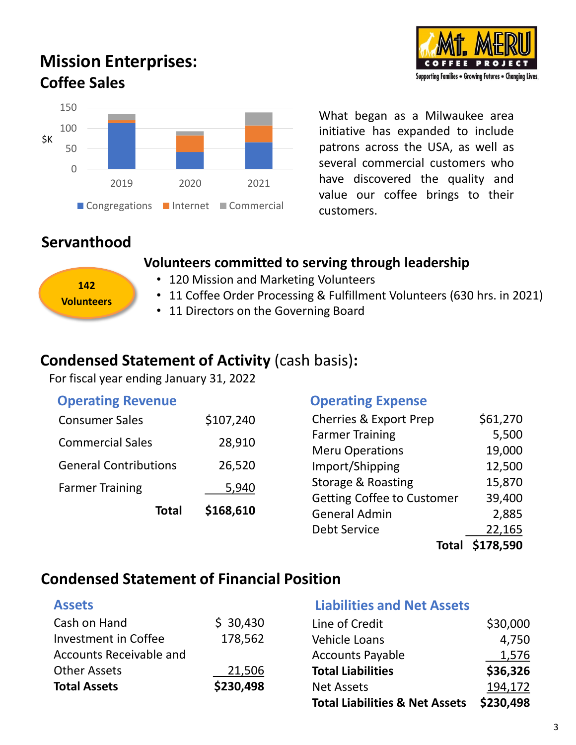# Mission Enterprises:

## Coffee Sales

What began as a Milwaukee area initiative has expanded to include patrons across the USA, as well as several commercial customers who have discovered the quality and value our coffee brings to their customers.

## Servanthood

**142 Volunteers**

### Volunteers committed to serving through leadership

- 120 Mission and Marketing Volunteers
- 11 Coffee Order Processing & Fulfillment Volunteers (630 hrs. in 2021)
- 11 Directors on the Governing Board

## Condensed Statement of Activity (cash basis):

For fiscal year ending January 31, 2022

### Operating Revenue

| | |
|---|---|
| Consumer Sales | $107,240 |
| Commercial Sales | 28,910 |
| General Contributions | 26,520 |
| Farmer Training | 5,940 |
| **Total** | **$168,610** |

### Operating Expense

| | |
|---|---|
| Cherries & Export Prep | $61,270 |
| Farmer Training | 5,500 |
| Meru Operations | 19,000 |
| Import/Shipping | 12,500 |
| Storage & Roasting | 15,870 |
| Getting Coffee to Customer | 39,400 |
| General Admin | 2,885 |
| Debt Service | 22,165 |
| **Total** | **$178,590** |

## Condensed Statement of Financial Position

### Assets

| | |
|---|---|
| Cash on Hand | $ 30,430 |
| Investment in Coffee | 178,562 |
| Accounts Receivable and Other Assets | 21,506 |
| **Total Assets** | **$230,498** |

### Liabilities and Net Assets

| | |
|---|---|
| Line of Credit | $30,000 |
| Vehicle Loans | 4,750 |
| Accounts Payable | 1,576 |
| **Total Liabilities** | **$36,326** |
| Net Assets | 194,172 |
| **Total Liabilities & Net Assets** | **$230,498** |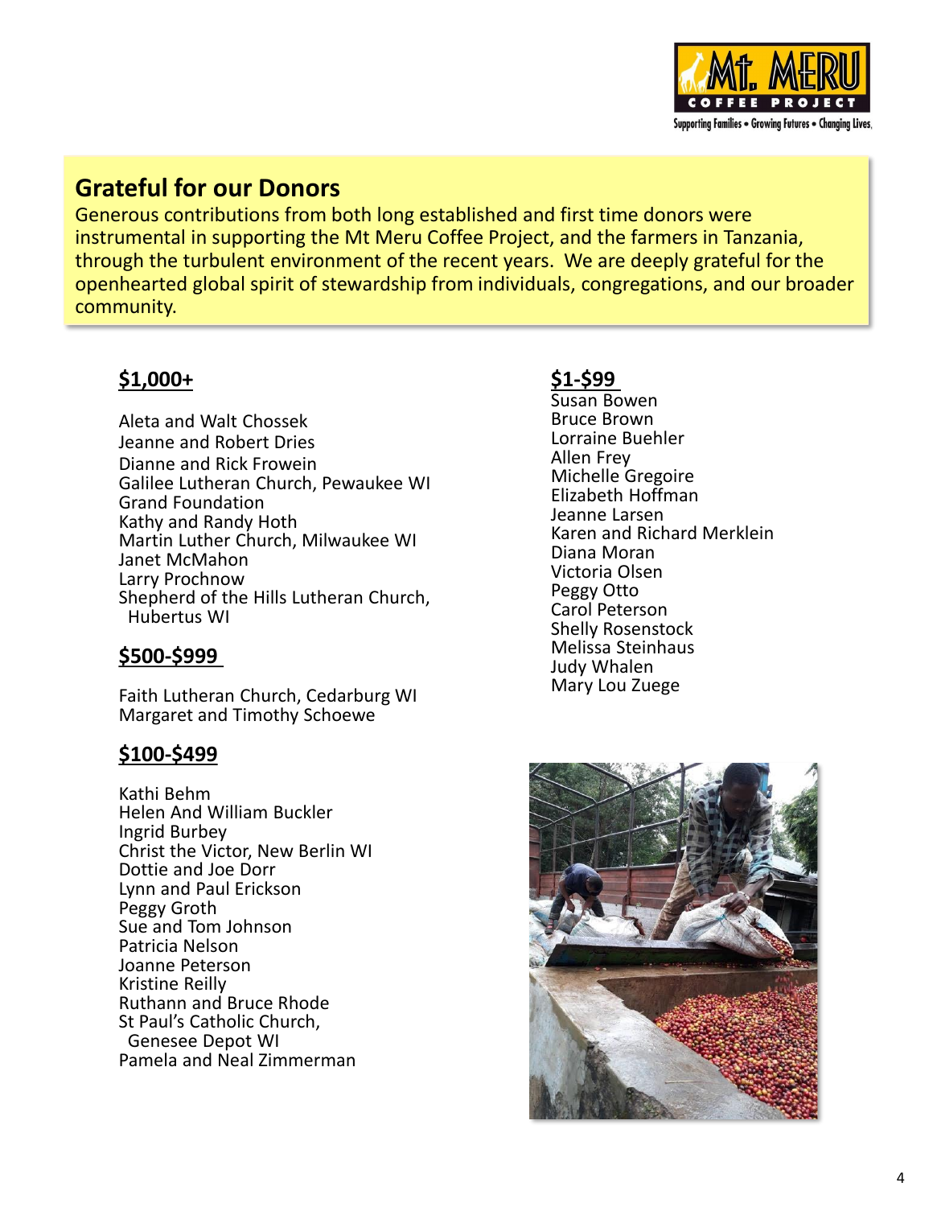## Grateful for our Donors

Generous contributions from both long established and first time donors were instrumental in supporting the Mt Meru Coffee Project, and the farmers in Tanzania, through the turbulent environment of the recent years. We are deeply grateful for the openhearted global spirit of stewardship from individuals, congregations, and our broader community.

### $1,000+

Aleta and Walt Chossek
Jeanne and Robert Dries
Dianne and Rick Frowein
Galilee Lutheran Church, Pewaukee WI
Grand Foundation
Kathy and Randy Hoth
Martin Luther Church, Milwaukee WI
Janet McMahon
Larry Prochnow
Shepherd of the Hills Lutheran Church, Hubertus WI

### $500-$999

Faith Lutheran Church, Cedarburg WI
Margaret and Timothy Schoewe

### $100-$499

Kathi Behm
Helen And William Buckler
Ingrid Burbey
Christ the Victor, New Berlin WI
Dottie and Joe Dorr
Lynn and Paul Erickson
Peggy Groth
Sue and Tom Johnson
Patricia Nelson
Joanne Peterson
Kristine Reilly
Ruthann and Bruce Rhode
St Paul's Catholic Church, Genesee Depot WI
Pamela and Neal Zimmerman

### $1-$99

Susan Bowen
Bruce Brown
Lorraine Buehler
Allen Frey
Michelle Gregoire
Elizabeth Hoffman
Jeanne Larsen
Karen and Richard Merklein
Diana Moran
Victoria Olsen
Peggy Otto
Carol Peterson
Shelly Rosenstock
Melissa Steinhaus
Judy Whalen
Mary Lou Zuege